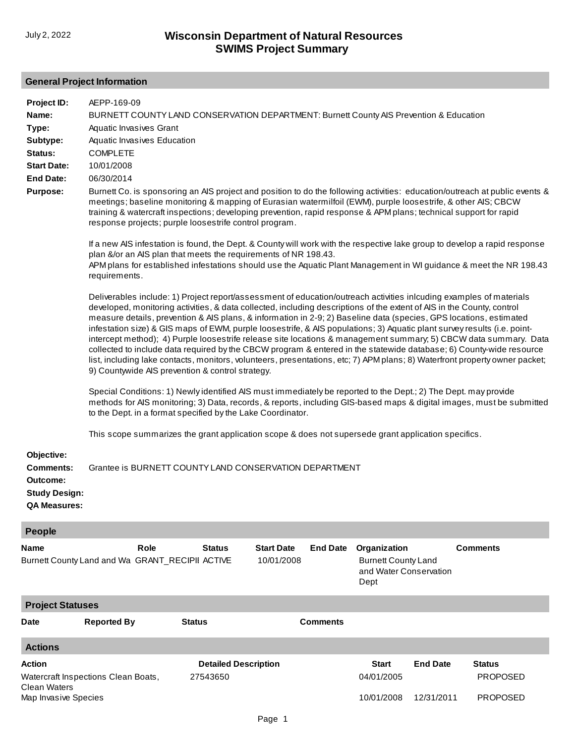July 2, 2022

# Wisconsin Department of Natural Resources
# SWIMS Project Summary

## General Project Information

**Project ID:** AEPP-169-09

**Name:** BURNETT COUNTY LAND CONSERVATION DEPARTMENT: Burnett County AIS Prevention & Education

**Type:** Aquatic Invasives Grant

**Subtype:** Aquatic Invasives Education

**Status:** COMPLETE

**Start Date:** 10/01/2008

**End Date:** 06/30/2014

**Purpose:** Burnett Co. is sponsoring an AIS project and position to do the following activities: education/outreach at public events & meetings; baseline monitoring & mapping of Eurasian watermilfoil (EWM), purple loosestrife, & other AIS; CBCW training & watercraft inspections; developing prevention, rapid response & APM plans; technical support for rapid response projects; purple loosestrife control program.

If a new AIS infestation is found, the Dept. & County will work with the respective lake group to develop a rapid response plan &/or an AIS plan that meets the requirements of NR 198.43.
APM plans for established infestations should use the Aquatic Plant Management in WI guidance & meet the NR 198.43 requirements.

Deliverables include: 1) Project report/assessment of education/outreach activities inlcuding examples of materials developed, monitoring activities, & data collected, including descriptions of the extent of AIS in the County, control measure details, prevention & AIS plans, & information in 2-9; 2) Baseline data (species, GPS locations, estimated infestation size) & GIS maps of EWM, purple loosestrife, & AIS populations; 3) Aquatic plant survey results (i.e. point-intercept method); 4) Purple loosestrife release site locations & management summary; 5) CBCW data summary. Data collected to include data required by the CBCW program & entered in the statewide database; 6) County-wide resource list, including lake contacts, monitors, volunteers, presentations, etc; 7) APM plans; 8) Waterfront property owner packet; 9) Countywide AIS prevention & control strategy.

Special Conditions: 1) Newly identified AIS must immediately be reported to the Dept.; 2) The Dept. may provide methods for AIS monitoring; 3) Data, records, & reports, including GIS-based maps & digital images, must be submitted to the Dept. in a format specified by the Lake Coordinator.

This scope summarizes the grant application scope & does not supersede grant application specifics.

**Objective:**

**Comments:** Grantee is BURNETT COUNTY LAND CONSERVATION DEPARTMENT

**Outcome:**

**Study Design:**

**QA Measures:**

## People

| Name | Role | Status | Start Date | End Date | Organization | Comments |
|---|---|---|---|---|---|---|
| Burnett County Land and Wa | GRANT_RECIPII | ACTIVE | 10/01/2008 | | Burnett County Land and Water Conservation Dept | |

## Project Statuses

| Date | Reported By | Status | Comments |
|---|---|---|---|

## Actions

| Action | Detailed Description | Start | End Date | Status |
|---|---|---|---|---|
| Watercraft Inspections Clean Boats, Clean Waters | 27543650 | 04/01/2005 | | PROPOSED |
| Map Invasive Species | | 10/01/2008 | 12/31/2011 | PROPOSED |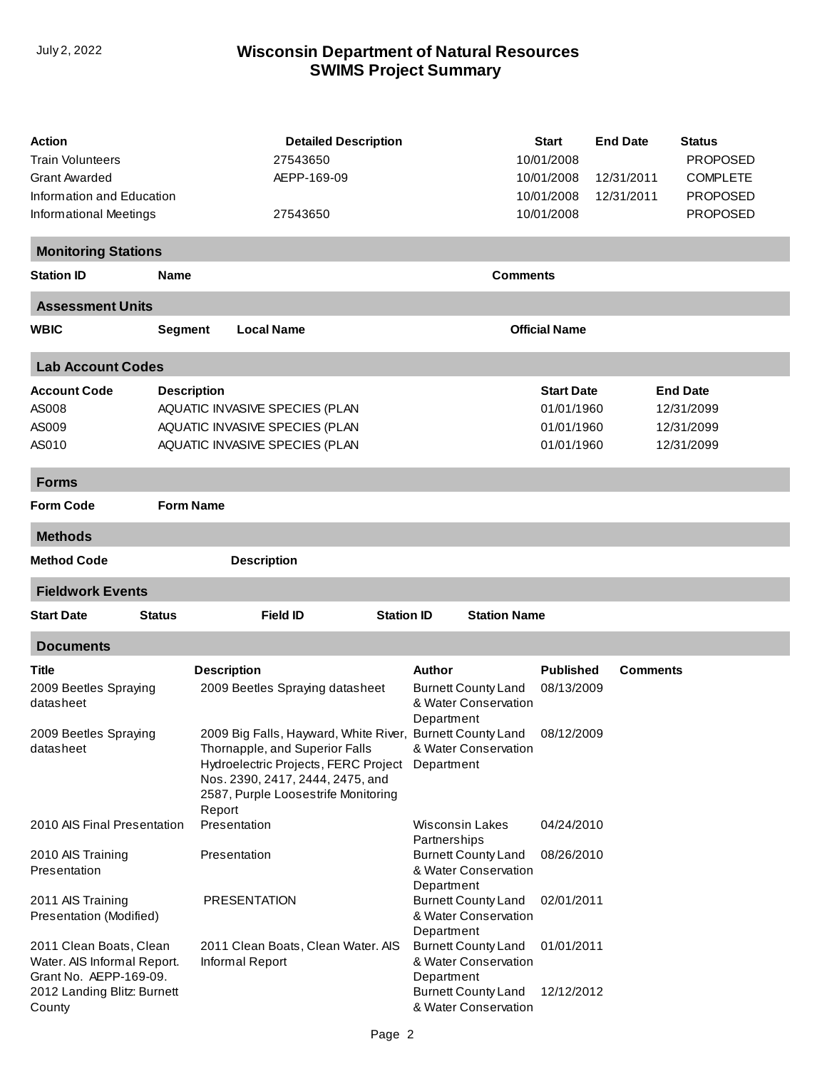| Action | Detailed Description | Start | End Date | Status |
|---|---|---|---|---|
| Train Volunteers | 27543650 | 10/01/2008 | | PROPOSED |
| Grant Awarded | AEPP-169-09 | 10/01/2008 | 12/31/2011 | COMPLETE |
| Information and Education | | 10/01/2008 | 12/31/2011 | PROPOSED |
| Informational Meetings | 27543650 | 10/01/2008 | | PROPOSED |

## Monitoring Stations

| Station ID | Name | Comments |
|---|---|---|

## Assessment Units

| WBIC | Segment | Local Name | Official Name |
|---|---|---|---|

## Lab Account Codes

| Account Code | Description | Start Date | End Date |
|---|---|---|---|
| AS008 | AQUATIC INVASIVE SPECIES (PLAN | 01/01/1960 | 12/31/2099 |
| AS009 | AQUATIC INVASIVE SPECIES (PLAN | 01/01/1960 | 12/31/2099 |
| AS010 | AQUATIC INVASIVE SPECIES (PLAN | 01/01/1960 | 12/31/2099 |

## Forms

| Form Code | Form Name |
|---|---|

## Methods

| Method Code | Description |
|---|---|

## Fieldwork Events

| Start Date | Status | Field ID | Station ID | Station Name |
|---|---|---|---|---|

## Documents

| Title | Description | Author | Published | Comments |
|---|---|---|---|---|
| 2009 Beetles Spraying datasheet | 2009 Beetles Spraying datasheet | Burnett County Land & Water Conservation Department | 08/13/2009 | |
| 2009 Beetles Spraying datasheet | 2009 Big Falls, Hayward, White River, Thornapple, and Superior Falls Hydroelectric Projects, FERC Project Nos. 2390, 2417, 2444, 2475, and 2587, Purple Loosestrife Monitoring Report | Burnett County Land & Water Conservation Department | 08/12/2009 | |
| 2010 AIS Final Presentation | Presentation | Wisconsin Lakes Partnerships | 04/24/2010 | |
| 2010 AIS Training Presentation | Presentation | Burnett County Land & Water Conservation Department | 08/26/2010 | |
| 2011 AIS Training Presentation (Modified) | PRESENTATION | Burnett County Land & Water Conservation Department | 02/01/2011 | |
| 2011 Clean Boats, Clean Water. AIS Informal Report. Grant No. AEPP-169-09. | 2011 Clean Boats, Clean Water. AIS Informal Report | Burnett County Land & Water Conservation Department | 01/01/2011 | |
| 2012 Landing Blitz: Burnett County | | Burnett County Land & Water Conservation | 12/12/2012 | |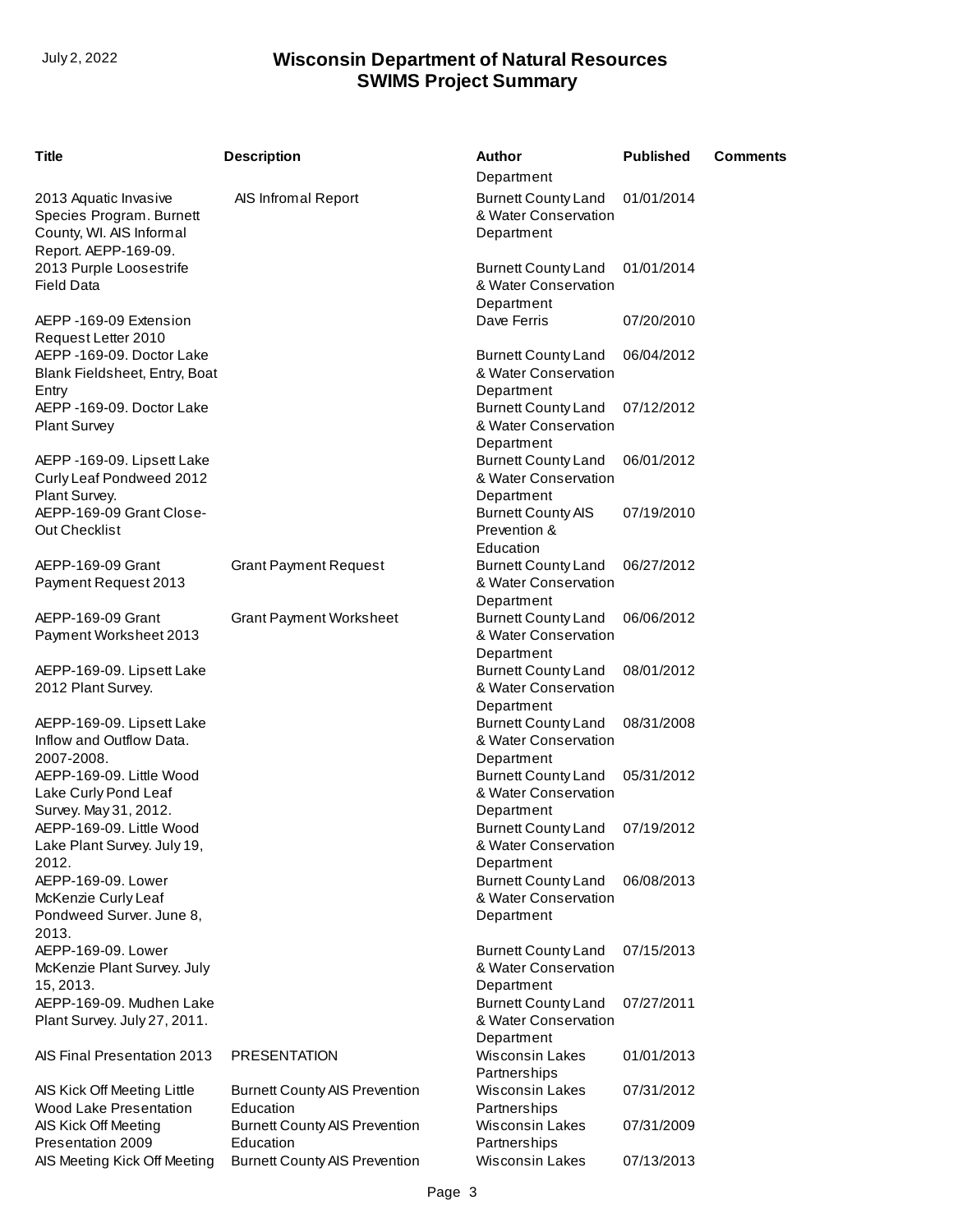| Title | Description | Author | Published | Comments |
|---|---|---|---|---|
| | | Department | | |
| 2013 Aquatic Invasive Species Program. Burnett County, WI. AIS Informal Report. AEPP-169-09. | AIS Infromal Report | Burnett County Land & Water Conservation Department | 01/01/2014 | |
| 2013 Purple Loosestrife Field Data | | Burnett County Land & Water Conservation Department | 01/01/2014 | |
| AEPP -169-09 Extension Request Letter 2010 | | Dave Ferris | 07/20/2010 | |
| AEPP -169-09. Doctor Lake Blank Fieldsheet, Entry, Boat Entry | | Burnett County Land & Water Conservation Department | 06/04/2012 | |
| AEPP -169-09. Doctor Lake Plant Survey | | Burnett County Land & Water Conservation Department | 07/12/2012 | |
| AEPP -169-09. Lipsett Lake Curly Leaf Pondweed 2012 Plant Survey. | | Burnett County Land & Water Conservation Department | 06/01/2012 | |
| AEPP-169-09 Grant Close-Out Checklist | | Burnett County AIS Prevention & Education | 07/19/2010 | |
| AEPP-169-09 Grant Payment Request 2013 | Grant Payment Request | Burnett County Land & Water Conservation Department | 06/27/2012 | |
| AEPP-169-09 Grant Payment Worksheet 2013 | Grant Payment Worksheet | Burnett County Land & Water Conservation Department | 06/06/2012 | |
| AEPP-169-09. Lipsett Lake 2012 Plant Survey. | | Burnett County Land & Water Conservation Department | 08/01/2012 | |
| AEPP-169-09. Lipsett Lake Inflow and Outflow Data. 2007-2008. | | Burnett County Land & Water Conservation Department | 08/31/2008 | |
| AEPP-169-09. Little Wood Lake Curly Pond Leaf Survey. May 31, 2012. | | Burnett County Land & Water Conservation Department | 05/31/2012 | |
| AEPP-169-09. Little Wood Lake Plant Survey. July 19, 2012. | | Burnett County Land & Water Conservation Department | 07/19/2012 | |
| AEPP-169-09. Lower McKenzie Curly Leaf Pondweed Surver. June 8, 2013. | | Burnett County Land & Water Conservation Department | 06/08/2013 | |
| AEPP-169-09. Lower McKenzie Plant Survey. July 15, 2013. | | Burnett County Land & Water Conservation Department | 07/15/2013 | |
| AEPP-169-09. Mudhen Lake Plant Survey. July 27, 2011. | | Burnett County Land & Water Conservation Department | 07/27/2011 | |
| AIS Final Presentation 2013 | PRESENTATION | Wisconsin Lakes Partnerships | 01/01/2013 | |
| AIS Kick Off Meeting Little Wood Lake Presentation | Burnett County AIS Prevention Education | Wisconsin Lakes Partnerships | 07/31/2012 | |
| AIS Kick Off Meeting Presentation 2009 | Burnett County AIS Prevention Education | Wisconsin Lakes Partnerships | 07/31/2009 | |
| AIS Meeting Kick Off Meeting | Burnett County AIS Prevention | Wisconsin Lakes | 07/13/2013 | |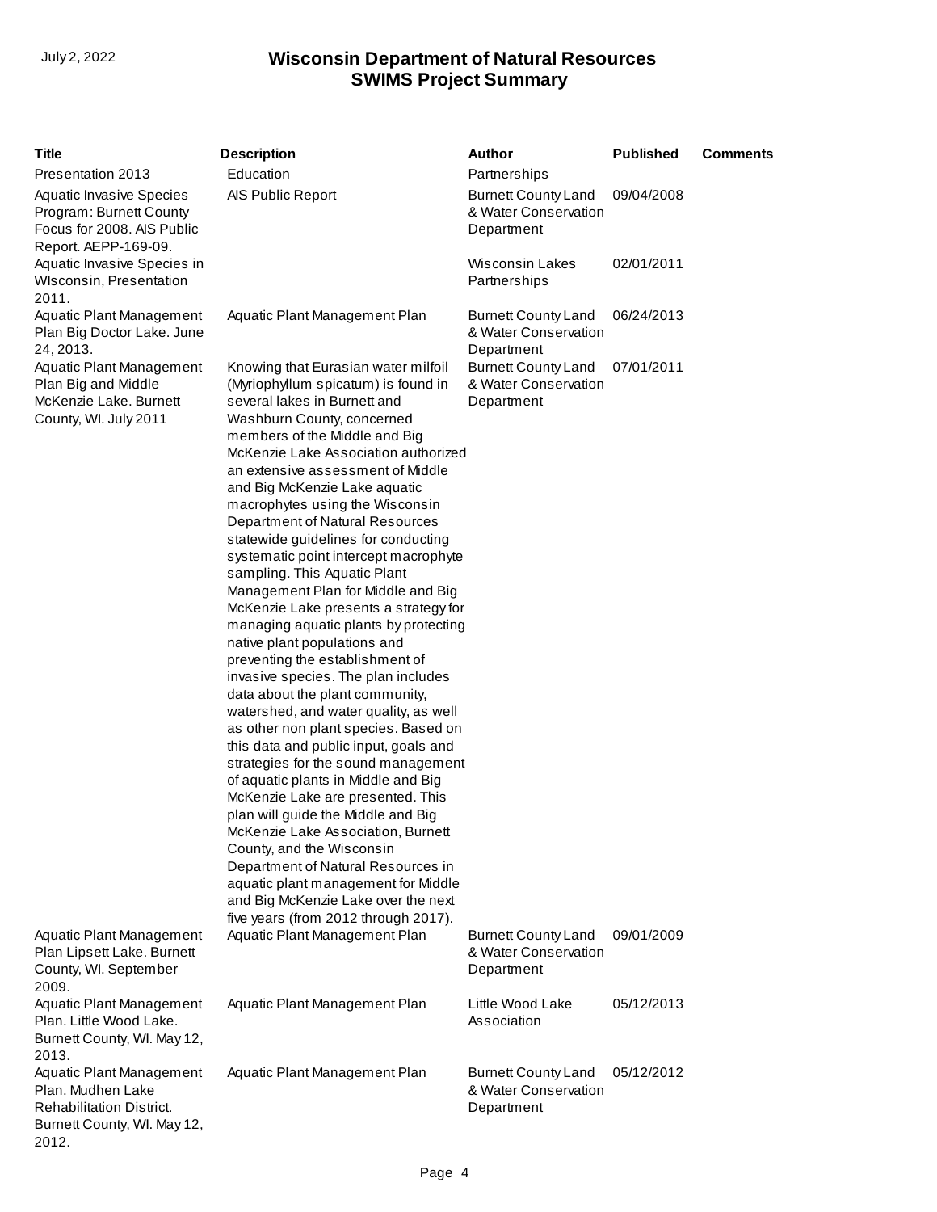| Title | Description | Author | Published | Comments |
|---|---|---|---|---|
| Presentation 2013 | Education | Partnerships | | |
| Aquatic Invasive Species Program: Burnett County Focus for 2008. AIS Public Report. AEPP-169-09. | AIS Public Report | Burnett County Land & Water Conservation Department | 09/04/2008 | |
| Aquatic Invasive Species in WIsconsin, Presentation 2011. | | Wisconsin Lakes Partnerships | 02/01/2011 | |
| Aquatic Plant Management Plan Big Doctor Lake. June 24, 2013. | Aquatic Plant Management Plan | Burnett County Land & Water Conservation Department | 06/24/2013 | |
| Aquatic Plant Management Plan Big and Middle McKenzie Lake. Burnett County, WI. July 2011 | Knowing that Eurasian water milfoil (Myriophyllum spicatum) is found in several lakes in Burnett and Washburn County, concerned members of the Middle and Big McKenzie Lake Association authorized an extensive assessment of Middle and Big McKenzie Lake aquatic macrophytes using the Wisconsin Department of Natural Resources statewide guidelines for conducting systematic point intercept macrophyte sampling. This Aquatic Plant Management Plan for Middle and Big McKenzie Lake presents a strategy for managing aquatic plants by protecting native plant populations and preventing the establishment of invasive species. The plan includes data about the plant community, watershed, and water quality, as well as other non plant species. Based on this data and public input, goals and strategies for the sound management of aquatic plants in Middle and Big McKenzie Lake are presented. This plan will guide the Middle and Big McKenzie Lake Association, Burnett County, and the Wisconsin Department of Natural Resources in aquatic plant management for Middle and Big McKenzie Lake over the next five years (from 2012 through 2017). | Burnett County Land & Water Conservation Department | 07/01/2011 | |
| Aquatic Plant Management Plan Lipsett Lake. Burnett County, WI. September 2009. | Aquatic Plant Management Plan | Burnett County Land & Water Conservation Department | 09/01/2009 | |
| Aquatic Plant Management Plan. Little Wood Lake. Burnett County, WI. May 12, 2013. | Aquatic Plant Management Plan | Little Wood Lake Association | 05/12/2013 | |
| Aquatic Plant Management Plan. Mudhen Lake Rehabilitation District. Burnett County, WI. May 12, 2012. | Aquatic Plant Management Plan | Burnett County Land & Water Conservation Department | 05/12/2012 | |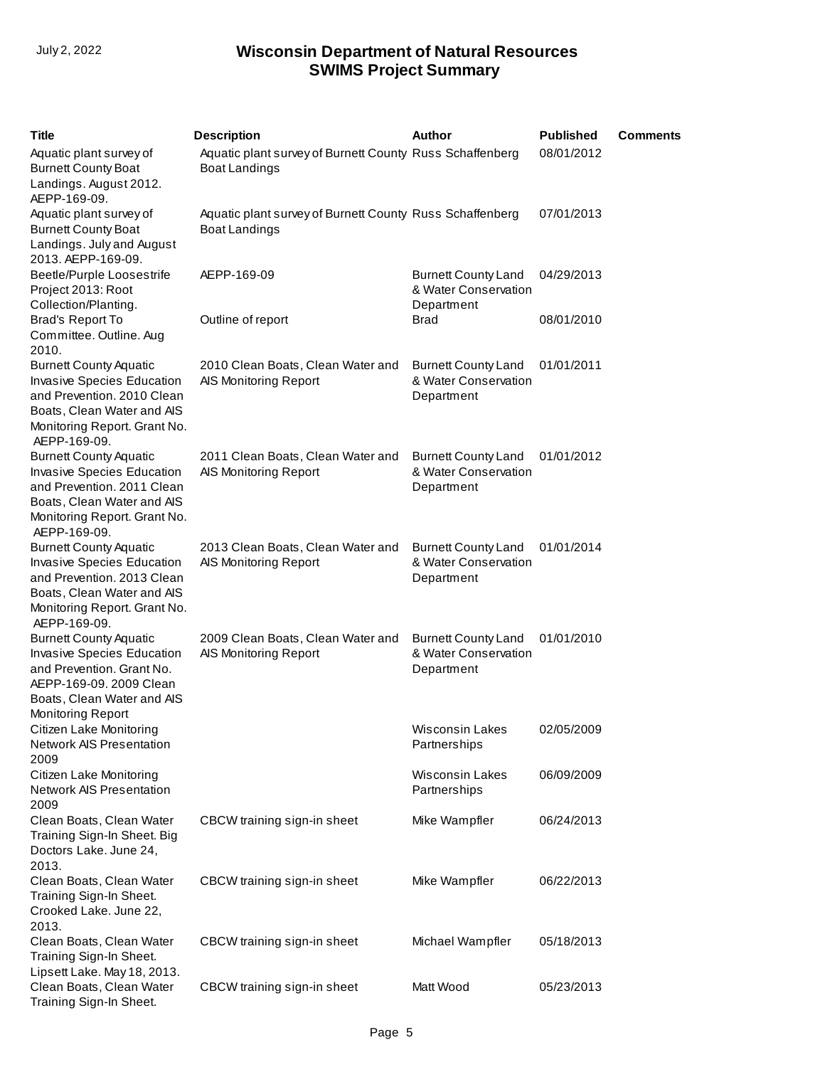| Title | Description | Author | Published | Comments |
|---|---|---|---|---|
| Aquatic plant survey of Burnett County Boat Landings. August 2012. AEPP-169-09. | Aquatic plant survey of Burnett County Boat Landings | Russ Schaffenberg | 08/01/2012 | |
| Aquatic plant survey of Burnett County Boat Landings. July and August 2013. AEPP-169-09. | Aquatic plant survey of Burnett County Boat Landings | Russ Schaffenberg | 07/01/2013 | |
| Beetle/Purple Loosestrife Project 2013: Root Collection/Planting. | AEPP-169-09 | Burnett County Land & Water Conservation Department | 04/29/2013 | |
| Brad's Report To Committee. Outline. Aug 2010. | Outline of report | Brad | 08/01/2010 | |
| Burnett County Aquatic Invasive Species Education and Prevention. 2010 Clean Boats, Clean Water and AIS Monitoring Report. Grant No. AEPP-169-09. | 2010 Clean Boats, Clean Water and AIS Monitoring Report | Burnett County Land & Water Conservation Department | 01/01/2011 | |
| Burnett County Aquatic Invasive Species Education and Prevention. 2011 Clean Boats, Clean Water and AIS Monitoring Report. Grant No. AEPP-169-09. | 2011 Clean Boats, Clean Water and AIS Monitoring Report | Burnett County Land & Water Conservation Department | 01/01/2012 | |
| Burnett County Aquatic Invasive Species Education and Prevention. 2013 Clean Boats, Clean Water and AIS Monitoring Report. Grant No. AEPP-169-09. | 2013 Clean Boats, Clean Water and AIS Monitoring Report | Burnett County Land & Water Conservation Department | 01/01/2014 | |
| Burnett County Aquatic Invasive Species Education and Prevention. Grant No. AEPP-169-09. 2009 Clean Boats, Clean Water and AIS Monitoring Report | 2009 Clean Boats, Clean Water and AIS Monitoring Report | Burnett County Land & Water Conservation Department | 01/01/2010 | |
| Citizen Lake Monitoring Network AIS Presentation 2009 | | Wisconsin Lakes Partnerships | 02/05/2009 | |
| Citizen Lake Monitoring Network AIS Presentation 2009 | | Wisconsin Lakes Partnerships | 06/09/2009 | |
| Clean Boats, Clean Water Training Sign-In Sheet. Big Doctors Lake. June 24, 2013. | CBCW training sign-in sheet | Mike Wampfler | 06/24/2013 | |
| Clean Boats, Clean Water Training Sign-In Sheet. Crooked Lake. June 22, 2013. | CBCW training sign-in sheet | Mike Wampfler | 06/22/2013 | |
| Clean Boats, Clean Water Training Sign-In Sheet. Lipsett Lake. May 18, 2013. | CBCW training sign-in sheet | Michael Wampfler | 05/18/2013 | |
| Clean Boats, Clean Water Training Sign-In Sheet. | CBCW training sign-in sheet | Matt Wood | 05/23/2013 | |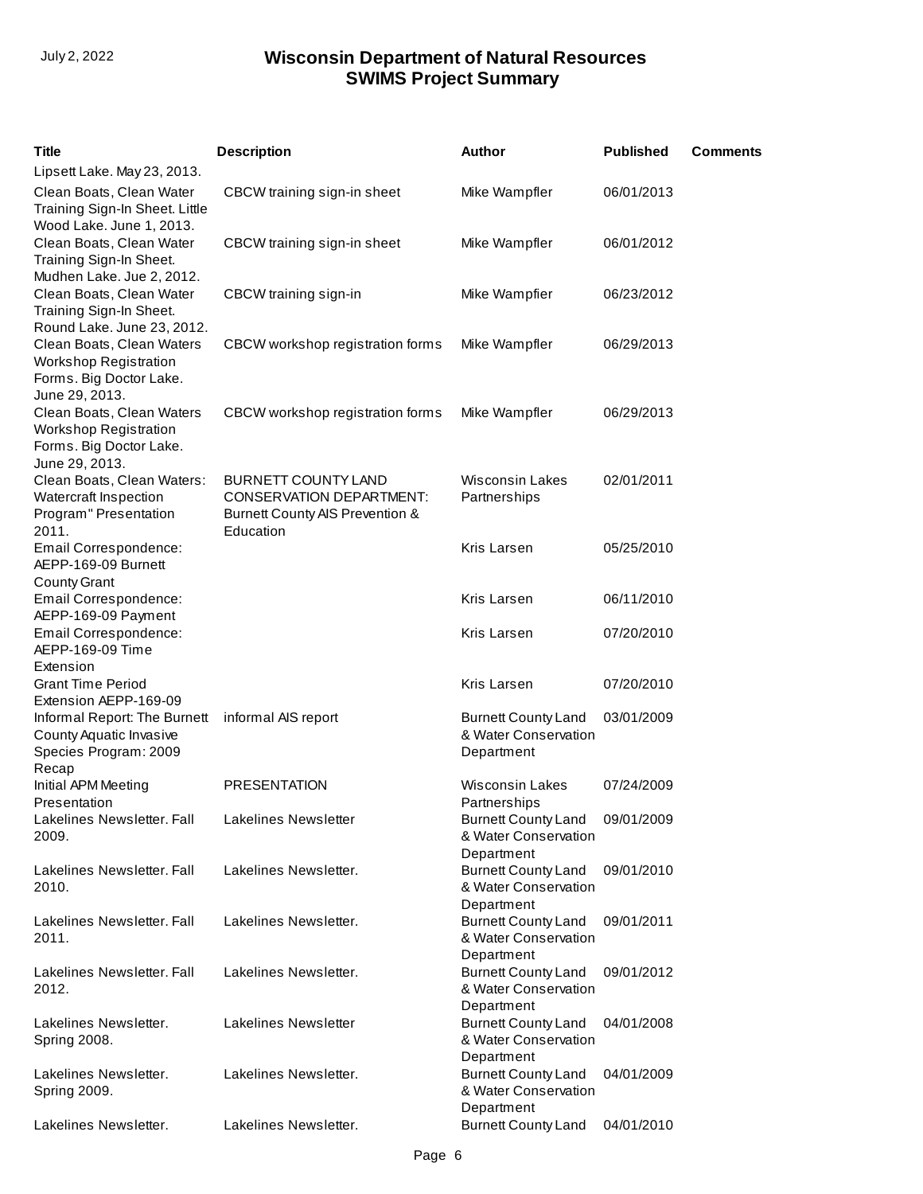| Title | Description | Author | Published | Comments |
|---|---|---|---|---|
| Lipsett Lake. May 23, 2013. | | | | |
| Clean Boats, Clean Water Training Sign-In Sheet. Little Wood Lake. June 1, 2013. | CBCW training sign-in sheet | Mike Wampfler | 06/01/2013 | |
| Clean Boats, Clean Water Training Sign-In Sheet. Mudhen Lake. Jue 2, 2012. | CBCW training sign-in sheet | Mike Wampfler | 06/01/2012 | |
| Clean Boats, Clean Water Training Sign-In Sheet. Round Lake. June 23, 2012. | CBCW training sign-in | Mike Wampfier | 06/23/2012 | |
| Clean Boats, Clean Waters Workshop Registration Forms. Big Doctor Lake. June 29, 2013. | CBCW workshop registration forms | Mike Wampfler | 06/29/2013 | |
| Clean Boats, Clean Waters Workshop Registration Forms. Big Doctor Lake. June 29, 2013. | CBCW workshop registration forms | Mike Wampfler | 06/29/2013 | |
| Clean Boats, Clean Waters: Watercraft Inspection Program" Presentation 2011. | BURNETT COUNTY LAND CONSERVATION DEPARTMENT: Burnett County AIS Prevention & Education | Wisconsin Lakes Partnerships | 02/01/2011 | |
| Email Correspondence: AEPP-169-09 Burnett County Grant | | Kris Larsen | 05/25/2010 | |
| Email Correspondence: AEPP-169-09 Payment | | Kris Larsen | 06/11/2010 | |
| Email Correspondence: AEPP-169-09 Time Extension | | Kris Larsen | 07/20/2010 | |
| Grant Time Period Extension AEPP-169-09 | | Kris Larsen | 07/20/2010 | |
| Informal Report: The Burnett County Aquatic Invasive Species Program: 2009 Recap | informal AIS report | Burnett County Land & Water Conservation Department | 03/01/2009 | |
| Initial APM Meeting Presentation | PRESENTATION | Wisconsin Lakes Partnerships | 07/24/2009 | |
| Lakelines Newsletter. Fall 2009. | Lakelines Newsletter | Burnett County Land & Water Conservation Department | 09/01/2009 | |
| Lakelines Newsletter. Fall 2010. | Lakelines Newsletter. | Burnett County Land & Water Conservation Department | 09/01/2010 | |
| Lakelines Newsletter. Fall 2011. | Lakelines Newsletter. | Burnett County Land & Water Conservation Department | 09/01/2011 | |
| Lakelines Newsletter. Fall 2012. | Lakelines Newsletter. | Burnett County Land & Water Conservation Department | 09/01/2012 | |
| Lakelines Newsletter. Spring 2008. | Lakelines Newsletter | Burnett County Land & Water Conservation Department | 04/01/2008 | |
| Lakelines Newsletter. Spring 2009. | Lakelines Newsletter. | Burnett County Land & Water Conservation Department | 04/01/2009 | |
| Lakelines Newsletter. | Lakelines Newsletter. | Burnett County Land | 04/01/2010 | |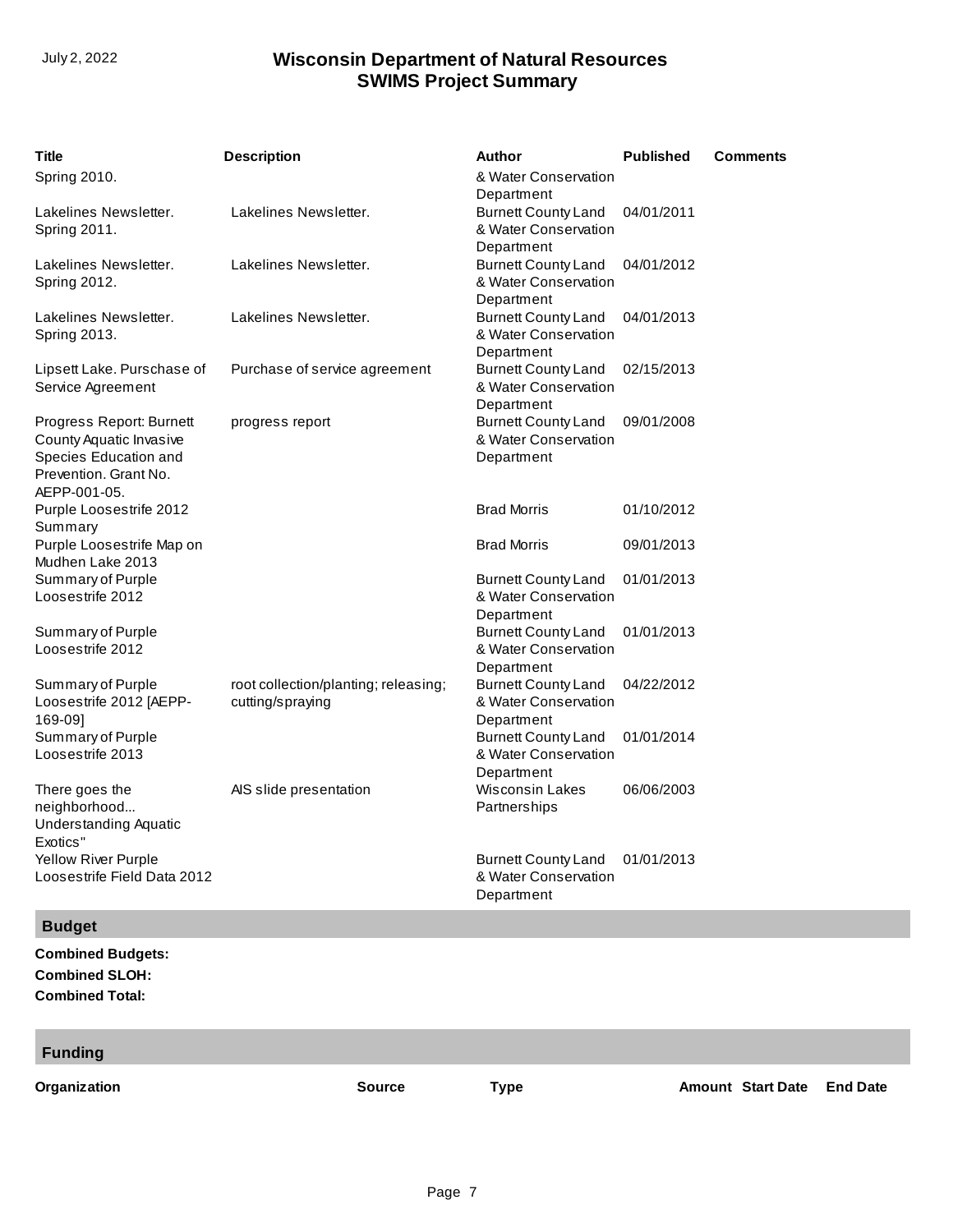| Title | Description | Author | Published | Comments |
|---|---|---|---|---|
| Spring 2010. | | & Water Conservation Department | | |
| Lakelines Newsletter. Spring 2011. | Lakelines Newsletter. | Burnett County Land & Water Conservation Department | 04/01/2011 | |
| Lakelines Newsletter. Spring 2012. | Lakelines Newsletter. | Burnett County Land & Water Conservation Department | 04/01/2012 | |
| Lakelines Newsletter. Spring 2013. | Lakelines Newsletter. | Burnett County Land & Water Conservation Department | 04/01/2013 | |
| Lipsett Lake. Purschase of Service Agreement | Purchase of service agreement | Burnett County Land & Water Conservation Department | 02/15/2013 | |
| Progress Report: Burnett County Aquatic Invasive Species Education and Prevention. Grant No. AEPP-001-05. | progress report | Burnett County Land & Water Conservation Department | 09/01/2008 | |
| Purple Loosestrife 2012 Summary | | Brad Morris | 01/10/2012 | |
| Purple Loosestrife Map on Mudhen Lake 2013 | | Brad Morris | 09/01/2013 | |
| Summary of Purple Loosestrife 2012 | | Burnett County Land & Water Conservation Department | 01/01/2013 | |
| Summary of Purple Loosestrife 2012 | | Burnett County Land & Water Conservation Department | 01/01/2013 | |
| Summary of Purple Loosestrife 2012 [AEPP-169-09] | root collection/planting; releasing; cutting/spraying | Burnett County Land & Water Conservation Department | 04/22/2012 | |
| Summary of Purple Loosestrife 2013 | | Burnett County Land & Water Conservation Department | 01/01/2014 | |
| There goes the neighborhood... Understanding Aquatic Exotics" | AIS slide presentation | Wisconsin Lakes Partnerships | 06/06/2003 | |
| Yellow River Purple Loosestrife Field Data 2012 | | Burnett County Land & Water Conservation Department | 01/01/2013 | |

## Budget

**Combined Budgets:**

**Combined SLOH:**

**Combined Total:**

## Funding

| Organization | Source | Type | Amount | Start Date | End Date |
|---|---|---|---|---|---|